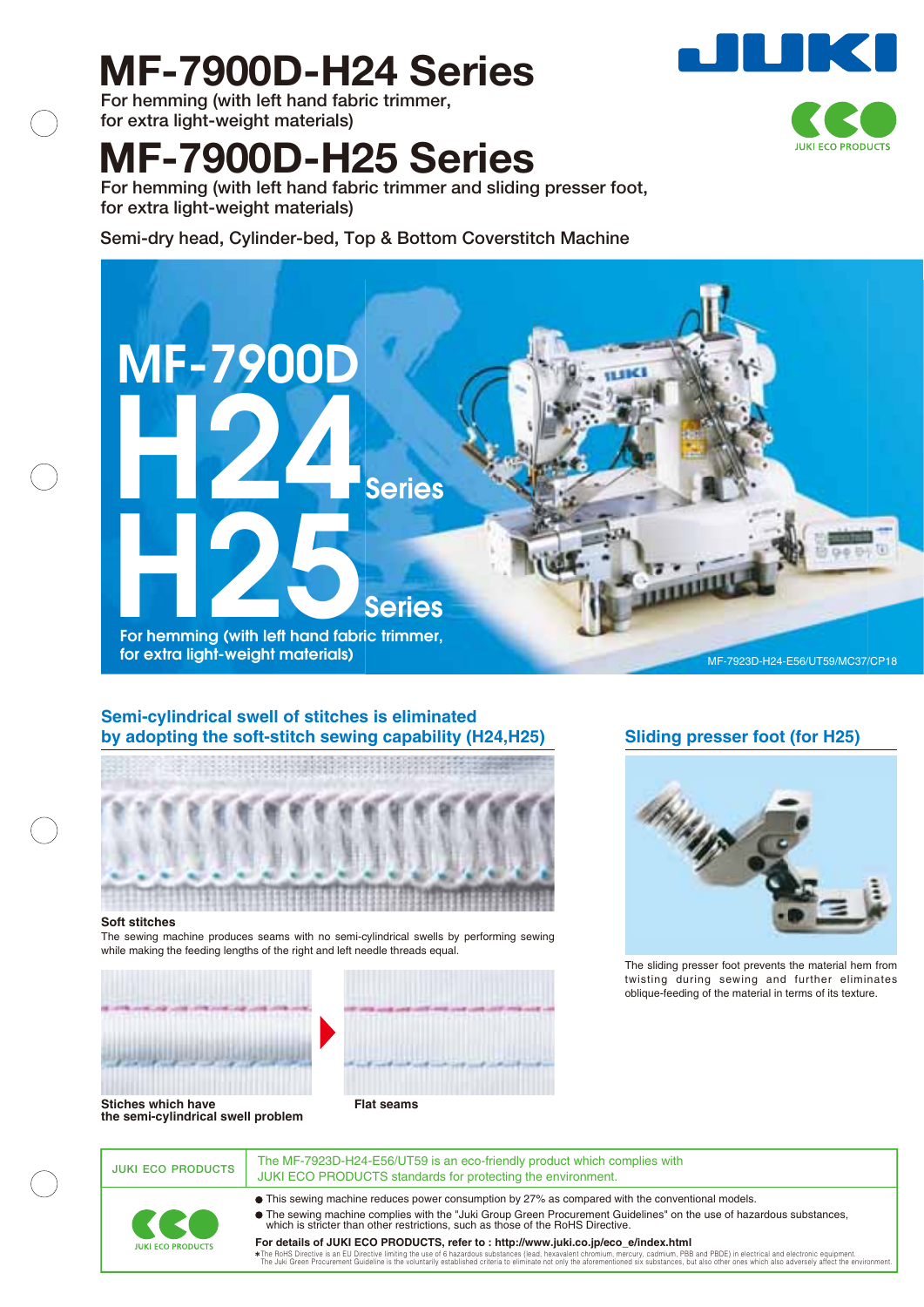# MF-7900D-H24 Series

For hemming (with left hand fabric trimmer, for extra light-weight materials)

# MF-7900D-H25 Series

For hemming (with left hand fabric trimmer and sliding presser foot, for extra light-weight materials)

Semi-dry head, Cylinder-bed, Top & Bottom Coverstitch Machine

MF-7900D H24 Series H25 Series

For hemming (with left hand fabric trimmer, for extra light-weight materials)

MF-7923D-H24-E56/UT59/MC37/CP18

## Semi-cylindrical swell of stitches is eliminated by adopting the soft-stitch sewing capability (H24,H25)

**Soft stitches**

The sewing machine produces seams with no semi-cylindrical swells by performing sewing while making the feeding lengths of the right and left needle threads equal.

**Stiches which have the semi-cylindrical swell problem**

**Flat seams**

## Sliding presser foot (for H25)

The sliding presser foot prevents the material hem from twisting during sewing and further eliminates oblique-feeding of the material in terms of its texture.

---

**JUKI ECO PRODUCTS**

The MF-7923D-H24-E56/UT59 is an eco-friendly product which complies with JUKI ECO PRODUCTS standards for protecting the environment.

- This sewing machine reduces power consumption by 27% as compared with the conventional models.
- The sewing machine complies with the "Juki Group Green Procurement Guidelines" on the use of hazardous substances, which is stricter than other restrictions, such as those of the RoHS Directive.

**For details of JUKI ECO PRODUCTS, refer to : http://www.juki.co.jp/eco_e/index.html**

*The RoHS Directive is an EU Directive limiting the use of 6 hazardous substances (lead, hexavalent chromium, mercury, cadmium, PBB and PBDE) in electrical and electronic equipment. The Juki Green Procurement Guideline is the voluntarily established criteria to eliminate not only the aforementioned six substances, but also other ones which also adversely affect the environment.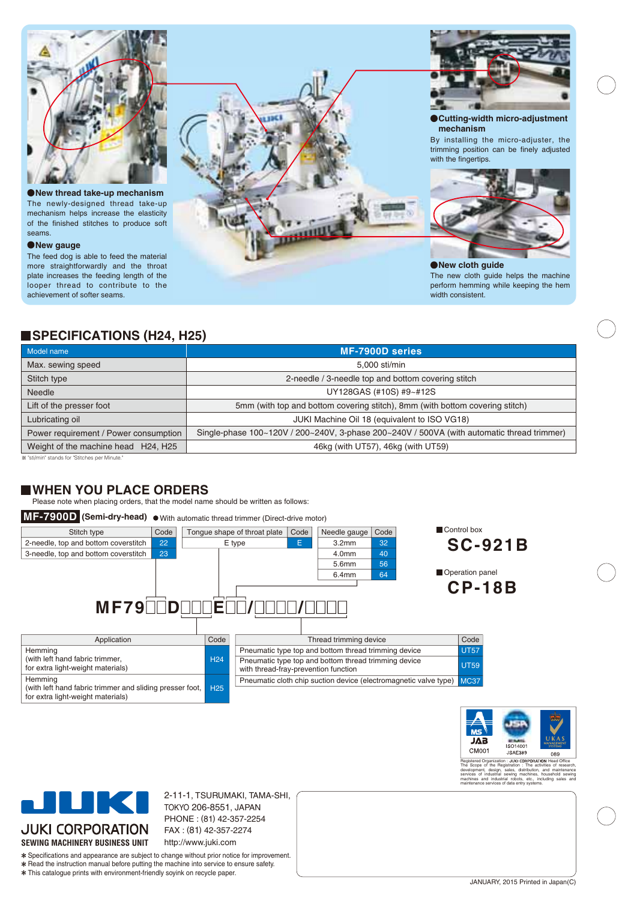●**New thread take-up mechanism**
The newly-designed thread take-up mechanism helps increase the elasticity of the finished stitches to produce soft seams.

●**New gauge**
The feed dog is able to feed the material more straightforwardly and the throat plate increases the feeding length of the looper thread to contribute to the achievement of softer seams.

●**Cutting-width micro-adjustment mechanism**
By installing the micro-adjuster, the trimming position can be finely adjusted with the fingertips.

●**New cloth guide**
The new cloth guide helps the machine perform hemming while keeping the hem width consistent.

## SPECIFICATIONS (H24, H25)

| Model name | MF-7900D series |
|---|---|
| Max. sewing speed | 5,000 sti/min |
| Stitch type | 2-needle / 3-needle top and bottom covering stitch |
| Needle | UY128GAS (#10S) #9~#12S |
| Lift of the presser foot | 5mm (with top and bottom covering stitch), 8mm (with bottom covering stitch) |
| Lubricating oil | JUKI Machine Oil 18 (equivalent to ISO VG18) |
| Power requirement / Power consumption | Single-phase 100~120V / 200~240V, 3-phase 200~240V / 500VA (with automatic thread trimmer) |
| Weight of the machine head H24, H25 | 46kg (with UT57), 46kg (with UT59) |

※ "sti/min" stands for "Stitches per Minute."

## WHEN YOU PLACE ORDERS

Please note when placing orders, that the model name should be written as follows:

**MF-7900D (Semi-dry-head)** ● With automatic thread trimmer (Direct-drive motor)

| Stitch type | Code |
|---|---|
| 2-needle, top and bottom coverstitch | 22 |
| 3-needle, top and bottom coverstitch | 23 |

| Tongue shape of throat plate | Code |
|---|---|
| E type | E |

| Needle gauge | Code |
|---|---|
| 3.2mm | 32 |
| 4.0mm | 40 |
| 5.6mm | 56 |
| 6.4mm | 64 |

**MF79□□D□□□E□□/□□□□/□□□□**

| Application | Code |
|---|---|
| Hemming (with left hand fabric trimmer, for extra light-weight materials) | H24 |
| Hemming (with left hand fabric trimmer and sliding presser foot, for extra light-weight materials) | H25 |

| Thread trimming device | Code |
|---|---|
| Pneumatic type top and bottom thread trimming device | UT57 |
| Pneumatic type top and bottom thread trimming device with thread-fray-prevention function | UT59 |
| Pneumatic cloth chip suction device (electromagnetic valve type) | MC37 |

■ Control box
**SC-921B**

■ Operation panel
**CP-18B**

MS JAB CM001 ISO14001 JSAE389 UKAS MANAGEMENT SYSTEMS 089

Registered Organization : JUKI CORPORATION Head Office
The Scope of the Registration : The activities of research, development, design, sales, distribution, and maintenance services of industrial sewing machines, household sewing machines and industrial robots, etc., including sales and maintenance services of data entry systems.

**JUKI CORPORATION**
**SEWING MACHINERY BUSINESS UNIT**

2-11-1, TSURUMAKI, TAMA-SHI,
TOKYO 206-8551, JAPAN
PHONE : (81) 42-357-2254
FAX : (81) 42-357-2274
http://www.juki.com

* Specifications and appearance are subject to change without prior notice for improvement.
* Read the instruction manual before putting the machine into service to ensure safety.
* This catalogue prints with environment-friendly soyink on recycle paper.

JANUARY, 2015 Printed in Japan(C)